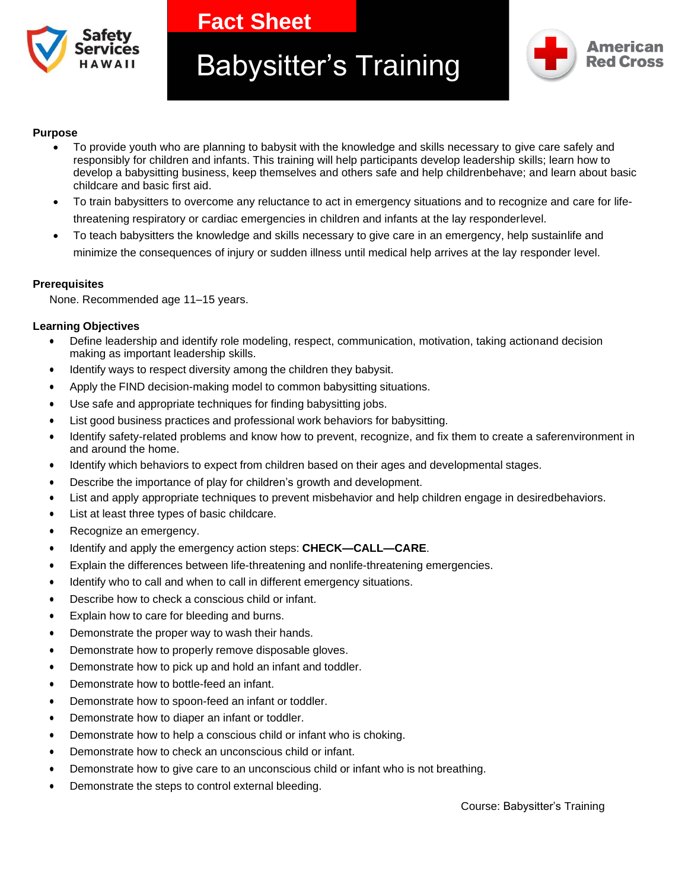Safety Services HAWAII

**Fact Sheet**

# Babysitter's Training

American Red Cross

## Purpose

- To provide youth who are planning to babysit with the knowledge and skills necessary to give care safely and responsibly for children and infants. This training will help participants develop leadership skills; learn how to develop a babysitting business, keep themselves and others safe and help childrenbehave; and learn about basic childcare and basic first aid.
- To train babysitters to overcome any reluctance to act in emergency situations and to recognize and care for life-threatening respiratory or cardiac emergencies in children and infants at the lay responderlevel.
- To teach babysitters the knowledge and skills necessary to give care in an emergency, help sustainlife and minimize the consequences of injury or sudden illness until medical help arrives at the lay responder level.

## Prerequisites

None. Recommended age 11–15 years.

## Learning Objectives

- Define leadership and identify role modeling, respect, communication, motivation, taking actionand decision making as important leadership skills.
- Identify ways to respect diversity among the children they babysit.
- Apply the FIND decision-making model to common babysitting situations.
- Use safe and appropriate techniques for finding babysitting jobs.
- List good business practices and professional work behaviors for babysitting.
- Identify safety-related problems and know how to prevent, recognize, and fix them to create a saferenvironment in and around the home.
- Identify which behaviors to expect from children based on their ages and developmental stages.
- Describe the importance of play for children's growth and development.
- List and apply appropriate techniques to prevent misbehavior and help children engage in desiredbehaviors.
- List at least three types of basic childcare.
- Recognize an emergency.
- Identify and apply the emergency action steps: **CHECK—CALL—CARE**.
- Explain the differences between life-threatening and nonlife-threatening emergencies.
- Identify who to call and when to call in different emergency situations.
- Describe how to check a conscious child or infant.
- Explain how to care for bleeding and burns.
- Demonstrate the proper way to wash their hands.
- Demonstrate how to properly remove disposable gloves.
- Demonstrate how to pick up and hold an infant and toddler.
- Demonstrate how to bottle-feed an infant.
- Demonstrate how to spoon-feed an infant or toddler.
- Demonstrate how to diaper an infant or toddler.
- Demonstrate how to help a conscious child or infant who is choking.
- Demonstrate how to check an unconscious child or infant.
- Demonstrate how to give care to an unconscious child or infant who is not breathing.
- Demonstrate the steps to control external bleeding.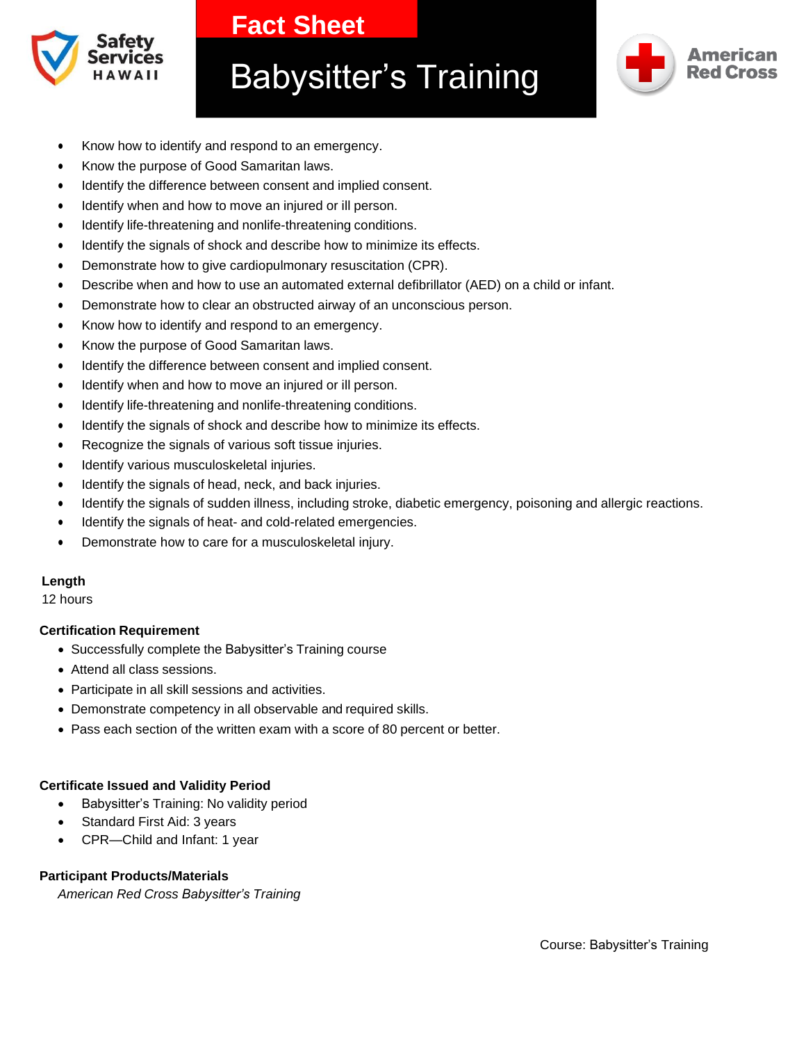Fact Sheet

# Babysitter's Training

- Know how to identify and respond to an emergency.
- Know the purpose of Good Samaritan laws.
- Identify the difference between consent and implied consent.
- Identify when and how to move an injured or ill person.
- Identify life-threatening and nonlife-threatening conditions.
- Identify the signals of shock and describe how to minimize its effects.
- Demonstrate how to give cardiopulmonary resuscitation (CPR).
- Describe when and how to use an automated external defibrillator (AED) on a child or infant.
- Demonstrate how to clear an obstructed airway of an unconscious person.
- Know how to identify and respond to an emergency.
- Know the purpose of Good Samaritan laws.
- Identify the difference between consent and implied consent.
- Identify when and how to move an injured or ill person.
- Identify life-threatening and nonlife-threatening conditions.
- Identify the signals of shock and describe how to minimize its effects.
- Recognize the signals of various soft tissue injuries.
- Identify various musculoskeletal injuries.
- Identify the signals of head, neck, and back injuries.
- Identify the signals of sudden illness, including stroke, diabetic emergency, poisoning and allergic reactions.
- Identify the signals of heat- and cold-related emergencies.
- Demonstrate how to care for a musculoskeletal injury.

**Length**
12 hours

**Certification Requirement**

- Successfully complete the Babysitter's Training course
- Attend all class sessions.
- Participate in all skill sessions and activities.
- Demonstrate competency in all observable and required skills.
- Pass each section of the written exam with a score of 80 percent or better.

**Certificate Issued and Validity Period**

- Babysitter's Training: No validity period
- Standard First Aid: 3 years
- CPR—Child and Infant: 1 year

**Participant Products/Materials**

*American Red Cross Babysitter's Training*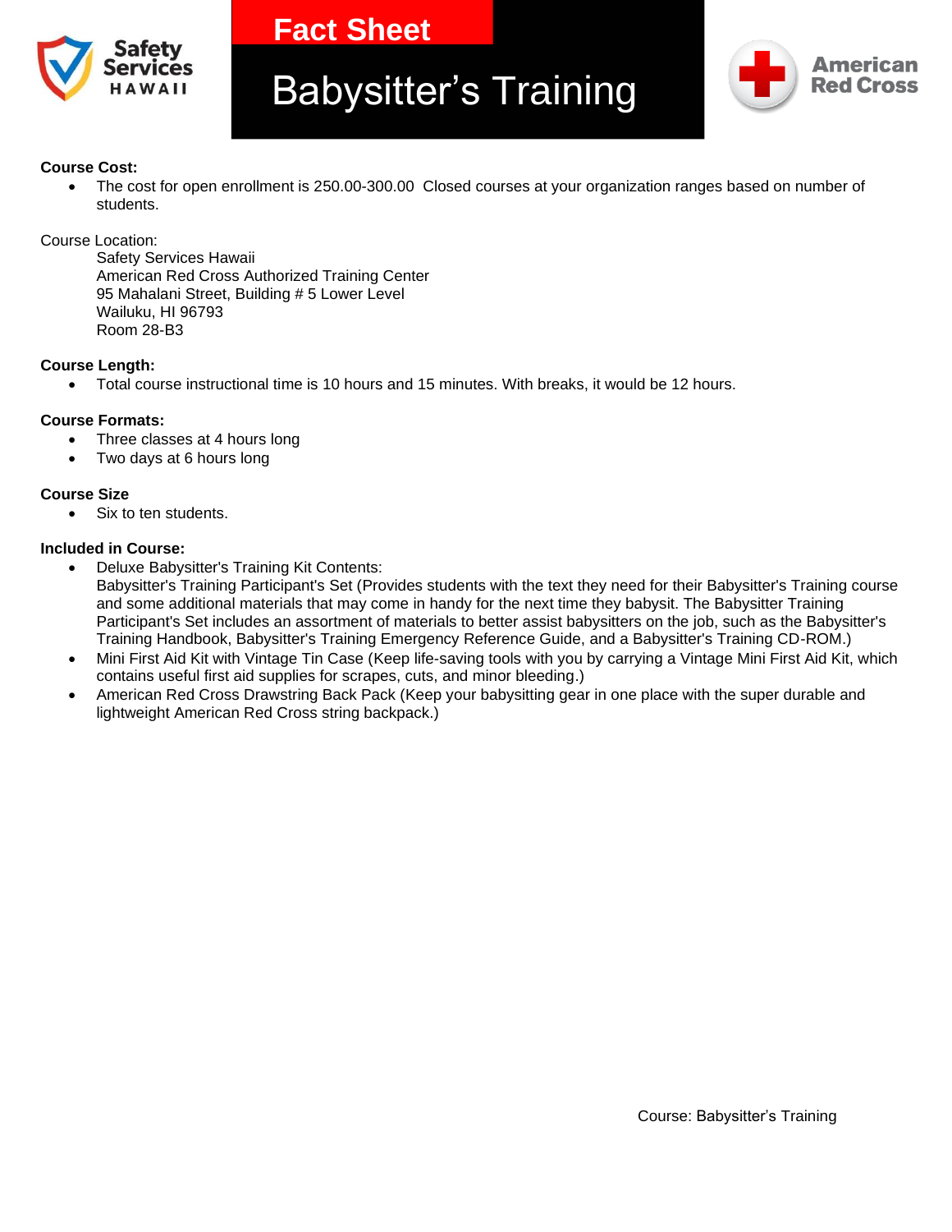# Fact Sheet

# Babysitter's Training

**Course Cost:**

- The cost for open enrollment is 250.00-300.00  Closed courses at your organization ranges based on number of students.

Course Location:

Safety Services Hawaii
American Red Cross Authorized Training Center
95 Mahalani Street, Building # 5 Lower Level
Wailuku, HI 96793
Room 28-B3

**Course Length:**

- Total course instructional time is 10 hours and 15 minutes. With breaks, it would be 12 hours.

**Course Formats:**

- Three classes at 4 hours long
- Two days at 6 hours long

**Course Size**

- Six to ten students.

**Included in Course:**

- Deluxe Babysitter's Training Kit Contents:
  Babysitter's Training Participant's Set (Provides students with the text they need for their Babysitter's Training course and some additional materials that may come in handy for the next time they babysit. The Babysitter Training Participant's Set includes an assortment of materials to better assist babysitters on the job, such as the Babysitter's Training Handbook, Babysitter's Training Emergency Reference Guide, and a Babysitter's Training CD-ROM.)
- Mini First Aid Kit with Vintage Tin Case (Keep life-saving tools with you by carrying a Vintage Mini First Aid Kit, which contains useful first aid supplies for scrapes, cuts, and minor bleeding.)
- American Red Cross Drawstring Back Pack (Keep your babysitting gear in one place with the super durable and lightweight American Red Cross string backpack.)